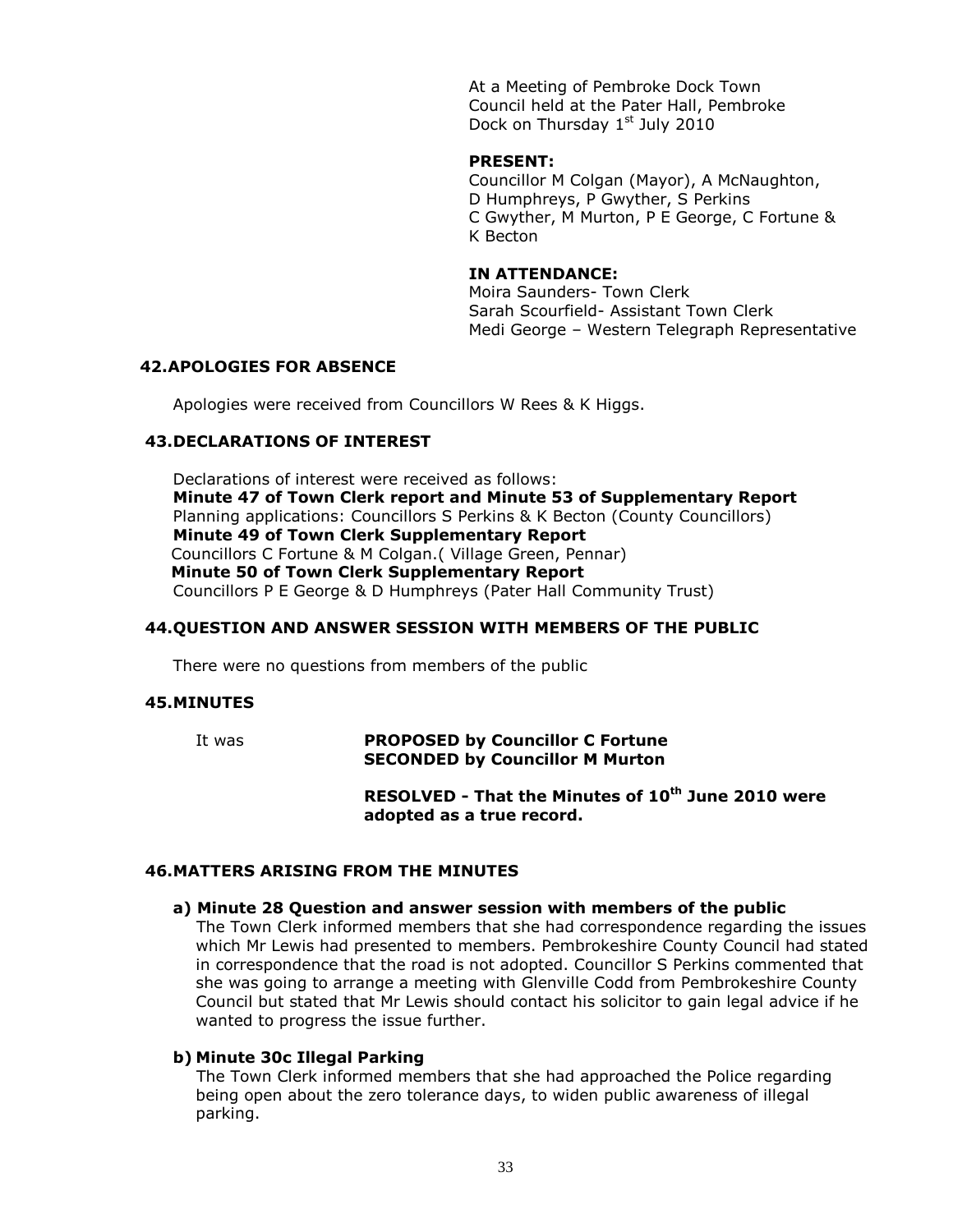At a Meeting of Pembroke Dock Town Council held at the Pater Hall, Pembroke Dock on Thursday 1st July 2010

**PRESENT:**
Councillor M Colgan (Mayor), A McNaughton, D Humphreys, P Gwyther, S Perkins C Gwyther, M Murton, P E George, C Fortune & K Becton

**IN ATTENDANCE:**
Moira Saunders- Town Clerk
Sarah Scourfield- Assistant Town Clerk
Medi George – Western Telegraph Representative

## 42.APOLOGIES FOR ABSENCE

Apologies were received from Councillors W Rees & K Higgs.

## 43.DECLARATIONS OF INTEREST

Declarations of interest were received as follows:
**Minute 47 of Town Clerk report and Minute 53 of Supplementary Report**
Planning applications: Councillors S Perkins & K Becton (County Councillors)
**Minute 49 of Town Clerk Supplementary Report**
Councillors C Fortune & M Colgan.( Village Green, Pennar)
**Minute 50 of Town Clerk Supplementary Report**
Councillors P E George & D Humphreys (Pater Hall Community Trust)

## 44.QUESTION AND ANSWER SESSION WITH MEMBERS OF THE PUBLIC

There were no questions from members of the public

## 45.MINUTES

It was **PROPOSED by Councillor C Fortune**
**SECONDED by Councillor M Murton**

**RESOLVED - That the Minutes of 10th June 2010 were adopted as a true record.**

## 46.MATTERS ARISING FROM THE MINUTES

### a) Minute 28 Question and answer session with members of the public

The Town Clerk informed members that she had correspondence regarding the issues which Mr Lewis had presented to members. Pembrokeshire County Council had stated in correspondence that the road is not adopted. Councillor S Perkins commented that she was going to arrange a meeting with Glenville Codd from Pembrokeshire County Council but stated that Mr Lewis should contact his solicitor to gain legal advice if he wanted to progress the issue further.

### b) Minute 30c Illegal Parking

The Town Clerk informed members that she had approached the Police regarding being open about the zero tolerance days, to widen public awareness of illegal parking.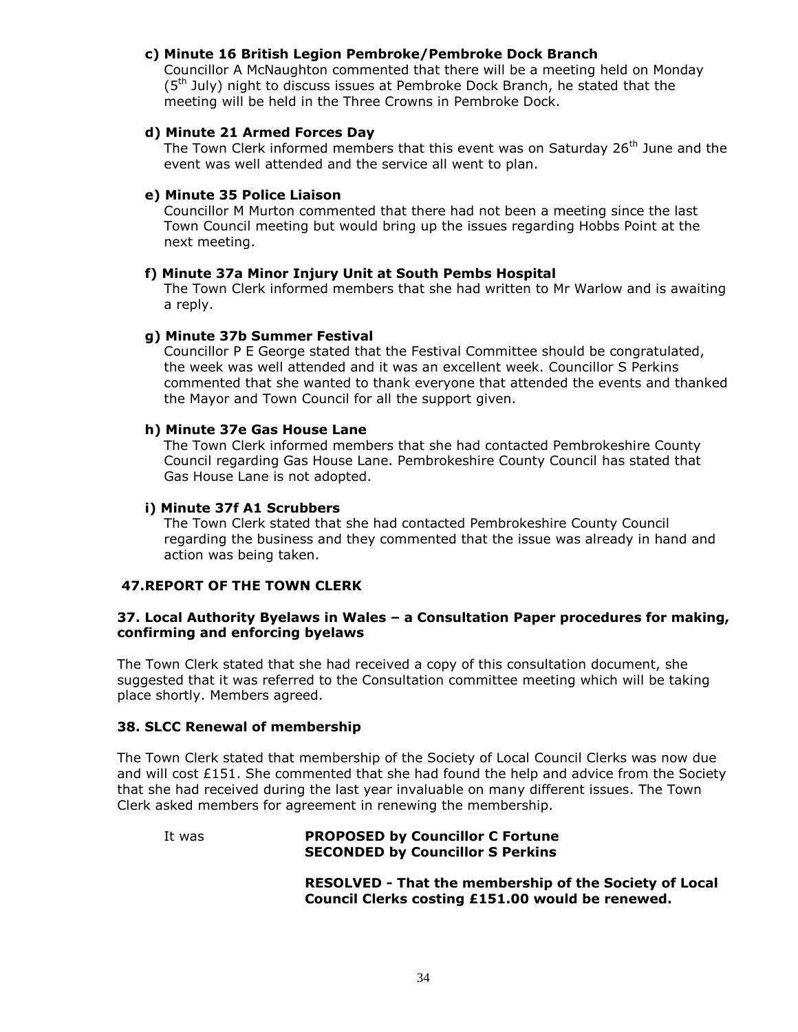**c) Minute 16 British Legion Pembroke/Pembroke Dock Branch**

Councillor A McNaughton commented that there will be a meeting held on Monday (5th July) night to discuss issues at Pembroke Dock Branch, he stated that the meeting will be held in the Three Crowns in Pembroke Dock.

**d) Minute 21 Armed Forces Day**

The Town Clerk informed members that this event was on Saturday 26th June and the event was well attended and the service all went to plan.

**e) Minute 35 Police Liaison**

Councillor M Murton commented that there had not been a meeting since the last Town Council meeting but would bring up the issues regarding Hobbs Point at the next meeting.

**f) Minute 37a Minor Injury Unit at South Pembs Hospital**

The Town Clerk informed members that she had written to Mr Warlow and is awaiting a reply.

**g) Minute 37b Summer Festival**

Councillor P E George stated that the Festival Committee should be congratulated, the week was well attended and it was an excellent week. Councillor S Perkins commented that she wanted to thank everyone that attended the events and thanked the Mayor and Town Council for all the support given.

**h) Minute 37e Gas House Lane**

The Town Clerk informed members that she had contacted Pembrokeshire County Council regarding Gas House Lane. Pembrokeshire County Council has stated that Gas House Lane is not adopted.

**i) Minute 37f A1 Scrubbers**

The Town Clerk stated that she had contacted Pembrokeshire County Council regarding the business and they commented that the issue was already in hand and action was being taken.

**47.REPORT OF THE TOWN CLERK**

**37. Local Authority Byelaws in Wales – a Consultation Paper procedures for making, confirming and enforcing byelaws**

The Town Clerk stated that she had received a copy of this consultation document, she suggested that it was referred to the Consultation committee meeting which will be taking place shortly. Members agreed.

**38. SLCC Renewal of membership**

The Town Clerk stated that membership of the Society of Local Council Clerks was now due and will cost £151. She commented that she had found the help and advice from the Society that she had received during the last year invaluable on many different issues. The Town Clerk asked members for agreement in renewing the membership.

It was **PROPOSED by Councillor C Fortune**
**SECONDED by Councillor S Perkins**

**RESOLVED - That the membership of the Society of Local Council Clerks costing £151.00 would be renewed.**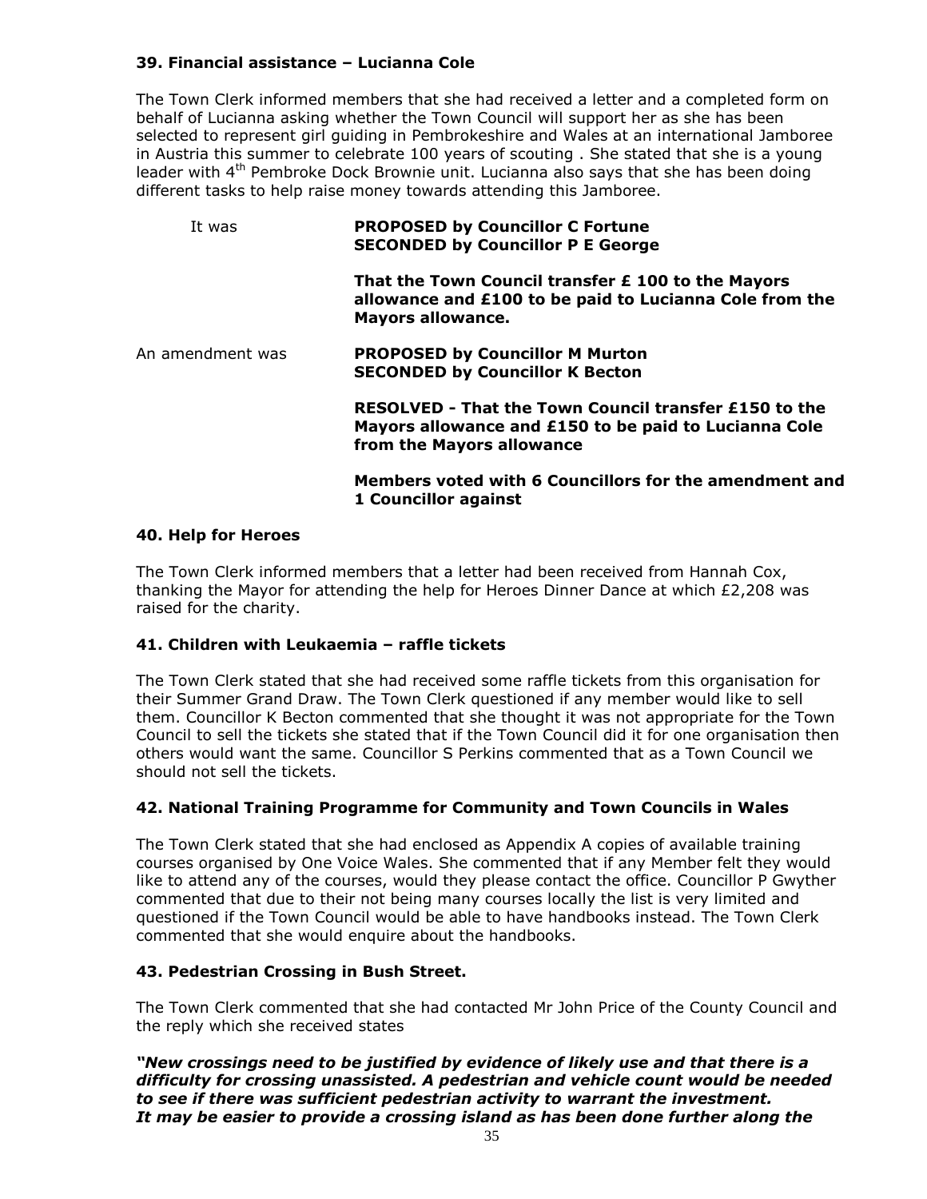### 39. Financial assistance – Lucianna Cole

The Town Clerk informed members that she had received a letter and a completed form on behalf of Lucianna asking whether the Town Council will support her as she has been selected to represent girl guiding in Pembrokeshire and Wales at an international Jamboree in Austria this summer to celebrate 100 years of scouting . She stated that she is a young leader with 4th Pembroke Dock Brownie unit. Lucianna also says that she has been doing different tasks to help raise money towards attending this Jamboree.

It was **PROPOSED by Councillor C Fortune**
**SECONDED by Councillor P E George**

**That the Town Council transfer £ 100 to the Mayors allowance and £100 to be paid to Lucianna Cole from the Mayors allowance.**

An amendment was **PROPOSED by Councillor M Murton**
**SECONDED by Councillor K Becton**

**RESOLVED - That the Town Council transfer £150 to the Mayors allowance and £150 to be paid to Lucianna Cole from the Mayors allowance**

**Members voted with 6 Councillors for the amendment and 1 Councillor against**

### 40. Help for Heroes

The Town Clerk informed members that a letter had been received from Hannah Cox, thanking the Mayor for attending the help for Heroes Dinner Dance at which £2,208 was raised for the charity.

### 41. Children with Leukaemia – raffle tickets

The Town Clerk stated that she had received some raffle tickets from this organisation for their Summer Grand Draw. The Town Clerk questioned if any member would like to sell them. Councillor K Becton commented that she thought it was not appropriate for the Town Council to sell the tickets she stated that if the Town Council did it for one organisation then others would want the same. Councillor S Perkins commented that as a Town Council we should not sell the tickets.

### 42. National Training Programme for Community and Town Councils in Wales

The Town Clerk stated that she had enclosed as Appendix A copies of available training courses organised by One Voice Wales. She commented that if any Member felt they would like to attend any of the courses, would they please contact the office. Councillor P Gwyther commented that due to their not being many courses locally the list is very limited and questioned if the Town Council would be able to have handbooks instead. The Town Clerk commented that she would enquire about the handbooks.

### 43. Pedestrian Crossing in Bush Street.

The Town Clerk commented that she had contacted Mr John Price of the County Council and the reply which she received states

***"New crossings need to be justified by evidence of likely use and that there is a difficulty for crossing unassisted. A pedestrian and vehicle count would be needed to see if there was sufficient pedestrian activity to warrant the investment. It may be easier to provide a crossing island as has been done further along the***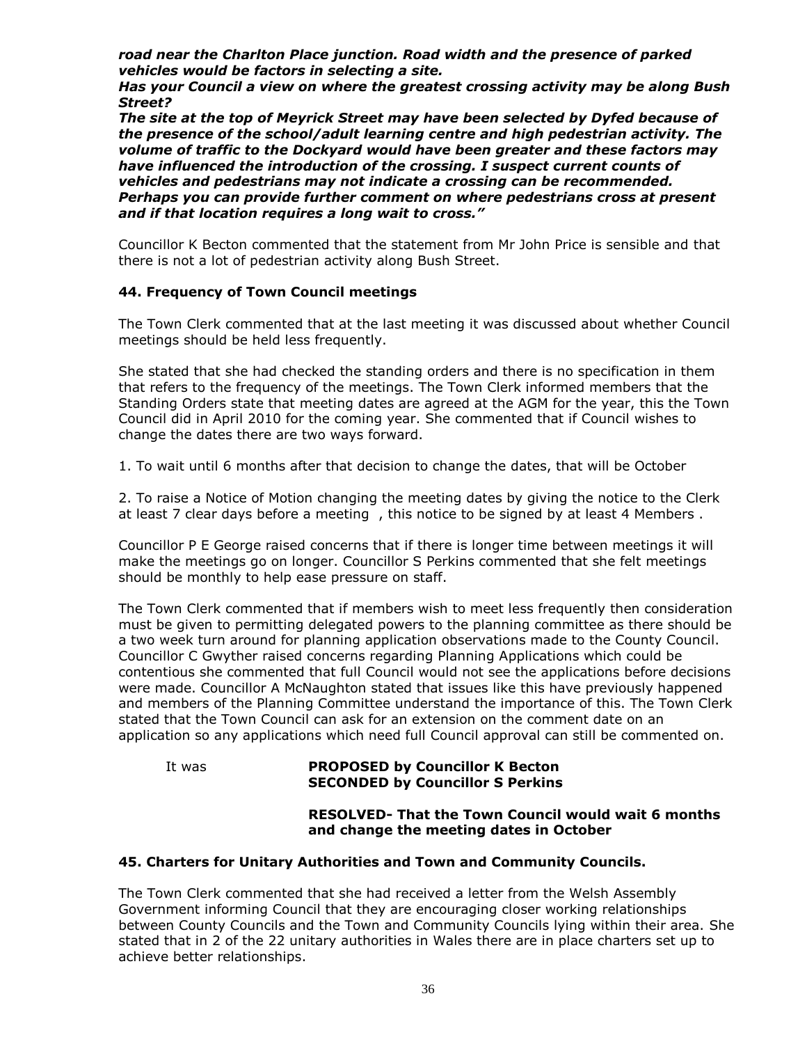***road near the Charlton Place junction. Road width and the presence of parked vehicles would be factors in selecting a site.***

***Has your Council a view on where the greatest crossing activity may be along Bush Street?***

***The site at the top of Meyrick Street may have been selected by Dyfed because of the presence of the school/adult learning centre and high pedestrian activity. The volume of traffic to the Dockyard would have been greater and these factors may have influenced the introduction of the crossing. I suspect current counts of vehicles and pedestrians may not indicate a crossing can be recommended. Perhaps you can provide further comment on where pedestrians cross at present and if that location requires a long wait to cross."***

Councillor K Becton commented that the statement from Mr John Price is sensible and that there is not a lot of pedestrian activity along Bush Street.

### 44. Frequency of Town Council meetings

The Town Clerk commented that at the last meeting it was discussed about whether Council meetings should be held less frequently.

She stated that she had checked the standing orders and there is no specification in them that refers to the frequency of the meetings. The Town Clerk informed members that the Standing Orders state that meeting dates are agreed at the AGM for the year, this the Town Council did in April 2010 for the coming year. She commented that if Council wishes to change the dates there are two ways forward.

1. To wait until 6 months after that decision to change the dates, that will be October

2. To raise a Notice of Motion changing the meeting dates by giving the notice to the Clerk at least 7 clear days before a meeting , this notice to be signed by at least 4 Members .

Councillor P E George raised concerns that if there is longer time between meetings it will make the meetings go on longer. Councillor S Perkins commented that she felt meetings should be monthly to help ease pressure on staff.

The Town Clerk commented that if members wish to meet less frequently then consideration must be given to permitting delegated powers to the planning committee as there should be a two week turn around for planning application observations made to the County Council. Councillor C Gwyther raised concerns regarding Planning Applications which could be contentious she commented that full Council would not see the applications before decisions were made. Councillor A McNaughton stated that issues like this have previously happened and members of the Planning Committee understand the importance of this. The Town Clerk stated that the Town Council can ask for an extension on the comment date on an application so any applications which need full Council approval can still be commented on.

It was **PROPOSED by Councillor K Becton**
**SECONDED by Councillor S Perkins**

**RESOLVED- That the Town Council would wait 6 months and change the meeting dates in October**

### 45. Charters for Unitary Authorities and Town and Community Councils.

The Town Clerk commented that she had received a letter from the Welsh Assembly Government informing Council that they are encouraging closer working relationships between County Councils and the Town and Community Councils lying within their area. She stated that in 2 of the 22 unitary authorities in Wales there are in place charters set up to achieve better relationships.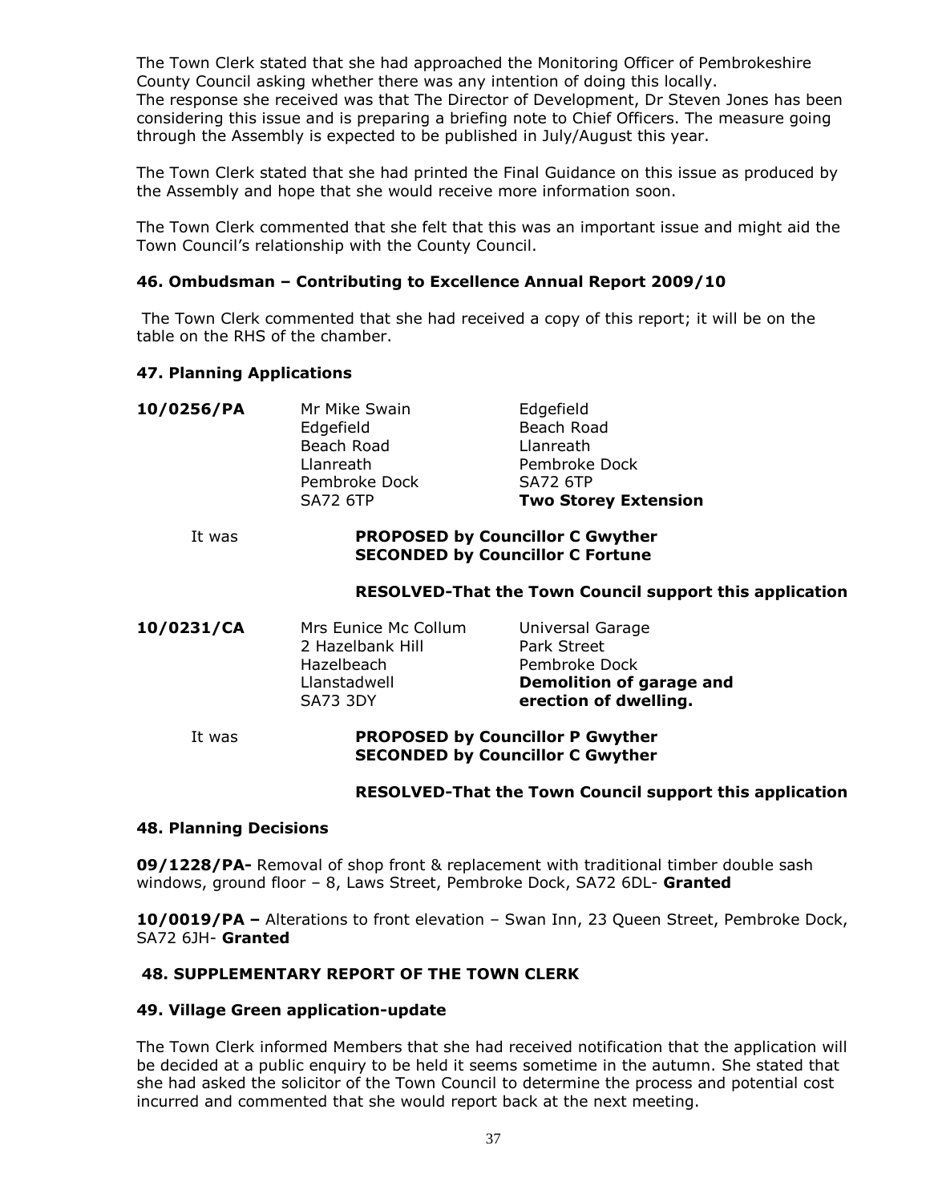The Town Clerk stated that she had approached the Monitoring Officer of Pembrokeshire County Council asking whether there was any intention of doing this locally. The response she received was that The Director of Development, Dr Steven Jones has been considering this issue and is preparing a briefing note to Chief Officers. The measure going through the Assembly is expected to be published in July/August this year.

The Town Clerk stated that she had printed the Final Guidance on this issue as produced by the Assembly and hope that she would receive more information soon.

The Town Clerk commented that she felt that this was an important issue and might aid the Town Council's relationship with the County Council.

### 46. Ombudsman – Contributing to Excellence Annual Report 2009/10

The Town Clerk commented that she had received a copy of this report; it will be on the table on the RHS of the chamber.

### 47. Planning Applications

| | | |
|---|---|---|
| **10/0256/PA** | Mr Mike Swain<br>Edgefield<br>Beach Road<br>Llanreath<br>Pembroke Dock<br>SA72 6TP | Edgefield<br>Beach Road<br>Llanreath<br>Pembroke Dock<br>SA72 6TP<br>**Two Storey Extension** |

It was **PROPOSED by Councillor C Gwyther**
**SECONDED by Councillor C Fortune**

**RESOLVED-That the Town Council support this application**

| | | |
|---|---|---|
| **10/0231/CA** | Mrs Eunice Mc Collum<br>2 Hazelbank Hill<br>Hazelbeach<br>Llanstadwell<br>SA73 3DY | Universal Garage<br>Park Street<br>Pembroke Dock<br>**Demolition of garage and erection of dwelling.** |

It was **PROPOSED by Councillor P Gwyther**
**SECONDED by Councillor C Gwyther**

**RESOLVED-That the Town Council support this application**

### 48. Planning Decisions

**09/1228/PA-** Removal of shop front & replacement with traditional timber double sash windows, ground floor – 8, Laws Street, Pembroke Dock, SA72 6DL- **Granted**

**10/0019/PA –** Alterations to front elevation – Swan Inn, 23 Queen Street, Pembroke Dock, SA72 6JH- **Granted**

### 48. SUPPLEMENTARY REPORT OF THE TOWN CLERK

### 49. Village Green application-update

The Town Clerk informed Members that she had received notification that the application will be decided at a public enquiry to be held it seems sometime in the autumn. She stated that she had asked the solicitor of the Town Council to determine the process and potential cost incurred and commented that she would report back at the next meeting.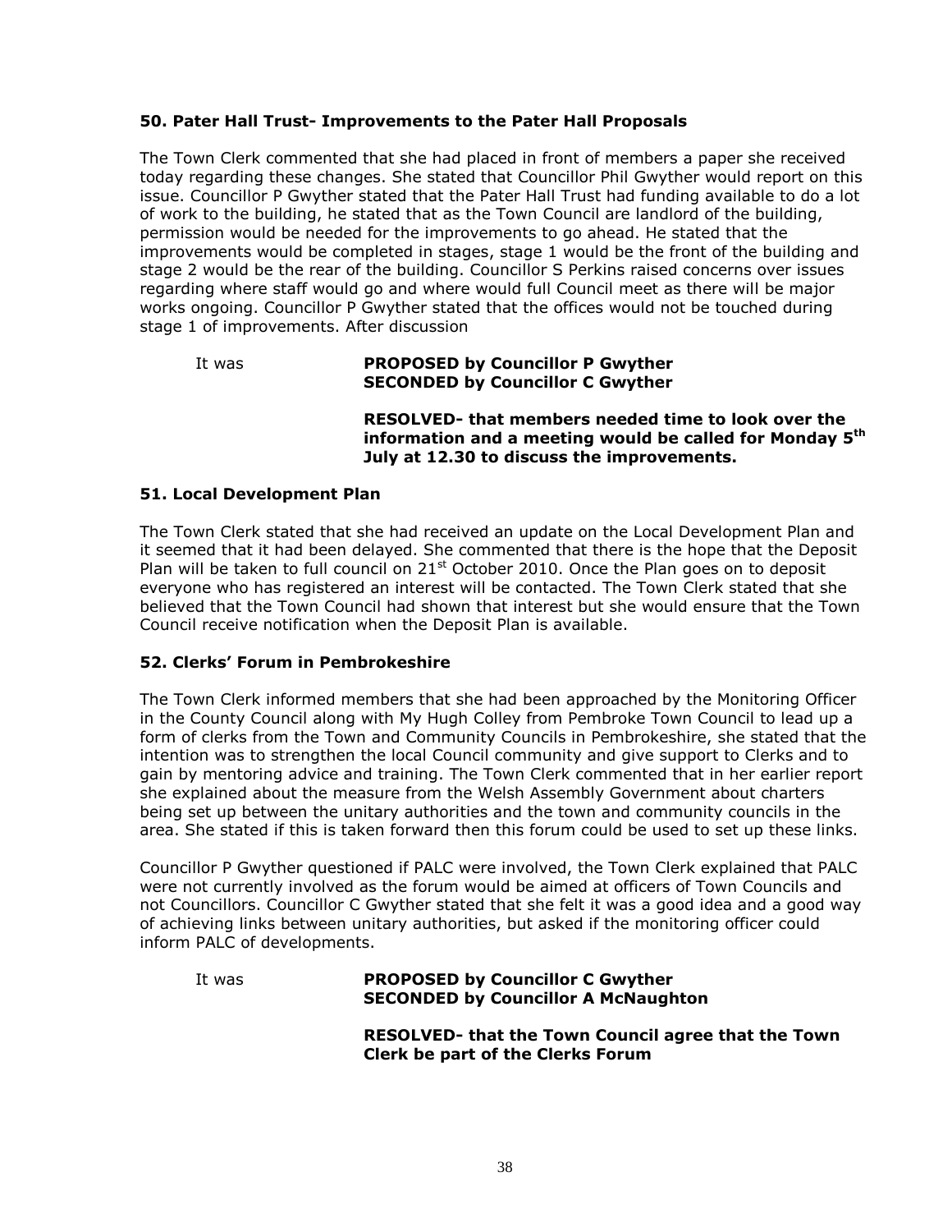### 50. Pater Hall Trust- Improvements to the Pater Hall Proposals

The Town Clerk commented that she had placed in front of members a paper she received today regarding these changes. She stated that Councillor Phil Gwyther would report on this issue. Councillor P Gwyther stated that the Pater Hall Trust had funding available to do a lot of work to the building, he stated that as the Town Council are landlord of the building, permission would be needed for the improvements to go ahead. He stated that the improvements would be completed in stages, stage 1 would be the front of the building and stage 2 would be the rear of the building. Councillor S Perkins raised concerns over issues regarding where staff would go and where would full Council meet as there will be major works ongoing. Councillor P Gwyther stated that the offices would not be touched during stage 1 of improvements. After discussion

It was **PROPOSED by Councillor P Gwyther**
**SECONDED by Councillor C Gwyther**

**RESOLVED- that members needed time to look over the information and a meeting would be called for Monday 5th July at 12.30 to discuss the improvements.**

### 51. Local Development Plan

The Town Clerk stated that she had received an update on the Local Development Plan and it seemed that it had been delayed. She commented that there is the hope that the Deposit Plan will be taken to full council on 21st October 2010. Once the Plan goes on to deposit everyone who has registered an interest will be contacted. The Town Clerk stated that she believed that the Town Council had shown that interest but she would ensure that the Town Council receive notification when the Deposit Plan is available.

### 52. Clerks' Forum in Pembrokeshire

The Town Clerk informed members that she had been approached by the Monitoring Officer in the County Council along with My Hugh Colley from Pembroke Town Council to lead up a form of clerks from the Town and Community Councils in Pembrokeshire, she stated that the intention was to strengthen the local Council community and give support to Clerks and to gain by mentoring advice and training. The Town Clerk commented that in her earlier report she explained about the measure from the Welsh Assembly Government about charters being set up between the unitary authorities and the town and community councils in the area. She stated if this is taken forward then this forum could be used to set up these links.

Councillor P Gwyther questioned if PALC were involved, the Town Clerk explained that PALC were not currently involved as the forum would be aimed at officers of Town Councils and not Councillors. Councillor C Gwyther stated that she felt it was a good idea and a good way of achieving links between unitary authorities, but asked if the monitoring officer could inform PALC of developments.

It was **PROPOSED by Councillor C Gwyther**
**SECONDED by Councillor A McNaughton**

**RESOLVED- that the Town Council agree that the Town Clerk be part of the Clerks Forum**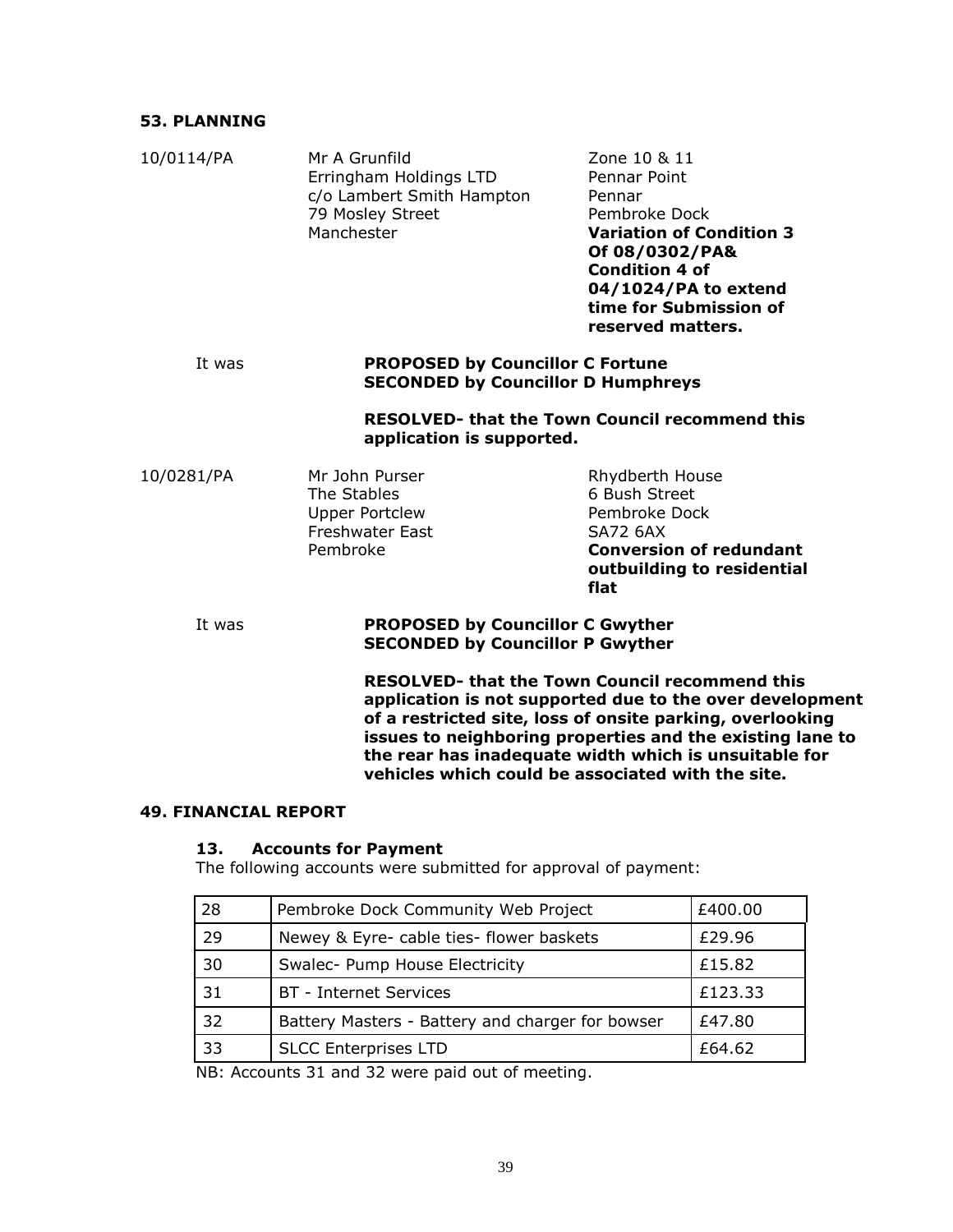## 53. PLANNING

10/0114/PA

Mr A Grunfild
Erringham Holdings LTD
c/o Lambert Smith Hampton
79 Mosley Street
Manchester

Zone 10 & 11
Pennar Point
Pennar
Pembroke Dock
**Variation of Condition 3 Of 08/0302/PA& Condition 4 of 04/1024/PA to extend time for Submission of reserved matters.**

It was **PROPOSED by Councillor C Fortune**
**SECONDED by Councillor D Humphreys**

**RESOLVED- that the Town Council recommend this application is supported.**

10/0281/PA

Mr John Purser
The Stables
Upper Portclew
Freshwater East
Pembroke

Rhydberth House
6 Bush Street
Pembroke Dock
SA72 6AX
**Conversion of redundant outbuilding to residential flat**

It was **PROPOSED by Councillor C Gwyther**
**SECONDED by Councillor P Gwyther**

**RESOLVED- that the Town Council recommend this application is not supported due to the over development of a restricted site, loss of onsite parking, overlooking issues to neighboring properties and the existing lane to the rear has inadequate width which is unsuitable for vehicles which could be associated with the site.**

## 49. FINANCIAL REPORT

### 13. Accounts for Payment

The following accounts were submitted for approval of payment:

| 28 | Pembroke Dock Community Web Project | £400.00 |
|---|---|---|
| 29 | Newey & Eyre- cable ties- flower baskets | £29.96 |
| 30 | Swalec- Pump House Electricity | £15.82 |
| 31 | BT - Internet Services | £123.33 |
| 32 | Battery Masters - Battery and charger for bowser | £47.80 |
| 33 | SLCC Enterprises LTD | £64.62 |

NB: Accounts 31 and 32 were paid out of meeting.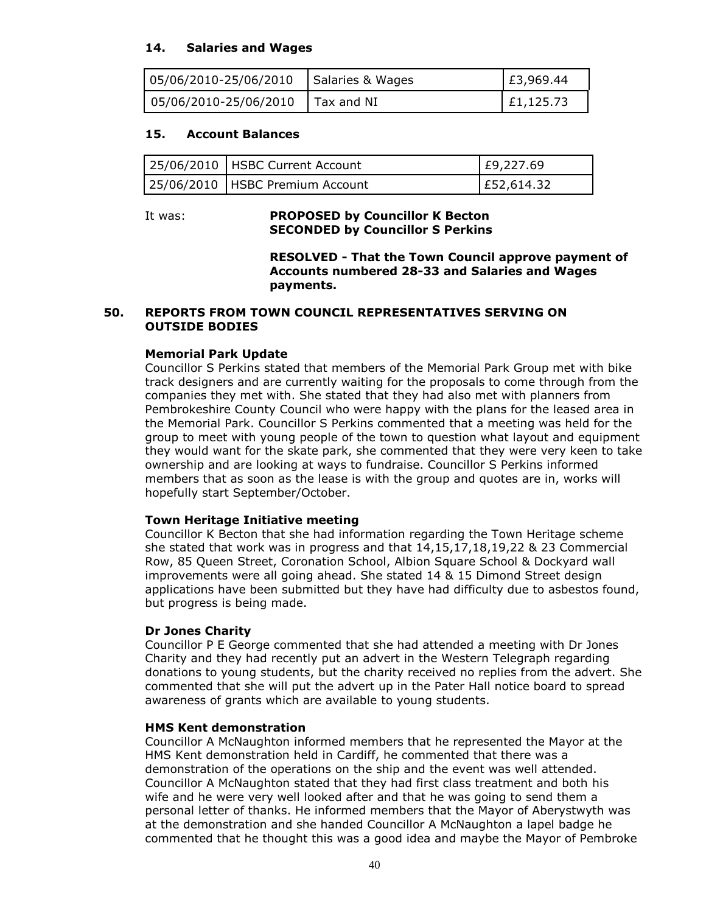### 14. Salaries and Wages

| | | |
|---|---|---|
| 05/06/2010-25/06/2010 | Salaries & Wages | £3,969.44 |
| 05/06/2010-25/06/2010 | Tax and NI | £1,125.73 |

### 15. Account Balances

| | | |
|---|---|---|
| 25/06/2010 | HSBC Current Account | £9,227.69 |
| 25/06/2010 | HSBC Premium Account | £52,614.32 |

It was: **PROPOSED by Councillor K Becton**
**SECONDED by Councillor S Perkins**

**RESOLVED - That the Town Council approve payment of Accounts numbered 28-33 and Salaries and Wages payments.**

## 50. REPORTS FROM TOWN COUNCIL REPRESENTATIVES SERVING ON OUTSIDE BODIES

**Memorial Park Update**

Councillor S Perkins stated that members of the Memorial Park Group met with bike track designers and are currently waiting for the proposals to come through from the companies they met with. She stated that they had also met with planners from Pembrokeshire County Council who were happy with the plans for the leased area in the Memorial Park. Councillor S Perkins commented that a meeting was held for the group to meet with young people of the town to question what layout and equipment they would want for the skate park, she commented that they were very keen to take ownership and are looking at ways to fundraise. Councillor S Perkins informed members that as soon as the lease is with the group and quotes are in, works will hopefully start September/October.

**Town Heritage Initiative meeting**

Councillor K Becton that she had information regarding the Town Heritage scheme she stated that work was in progress and that 14,15,17,18,19,22 & 23 Commercial Row, 85 Queen Street, Coronation School, Albion Square School & Dockyard wall improvements were all going ahead. She stated 14 & 15 Dimond Street design applications have been submitted but they have had difficulty due to asbestos found, but progress is being made.

**Dr Jones Charity**

Councillor P E George commented that she had attended a meeting with Dr Jones Charity and they had recently put an advert in the Western Telegraph regarding donations to young students, but the charity received no replies from the advert. She commented that she will put the advert up in the Pater Hall notice board to spread awareness of grants which are available to young students.

**HMS Kent demonstration**

Councillor A McNaughton informed members that he represented the Mayor at the HMS Kent demonstration held in Cardiff, he commented that there was a demonstration of the operations on the ship and the event was well attended. Councillor A McNaughton stated that they had first class treatment and both his wife and he were very well looked after and that he was going to send them a personal letter of thanks. He informed members that the Mayor of Aberystwyth was at the demonstration and she handed Councillor A McNaughton a lapel badge he commented that he thought this was a good idea and maybe the Mayor of Pembroke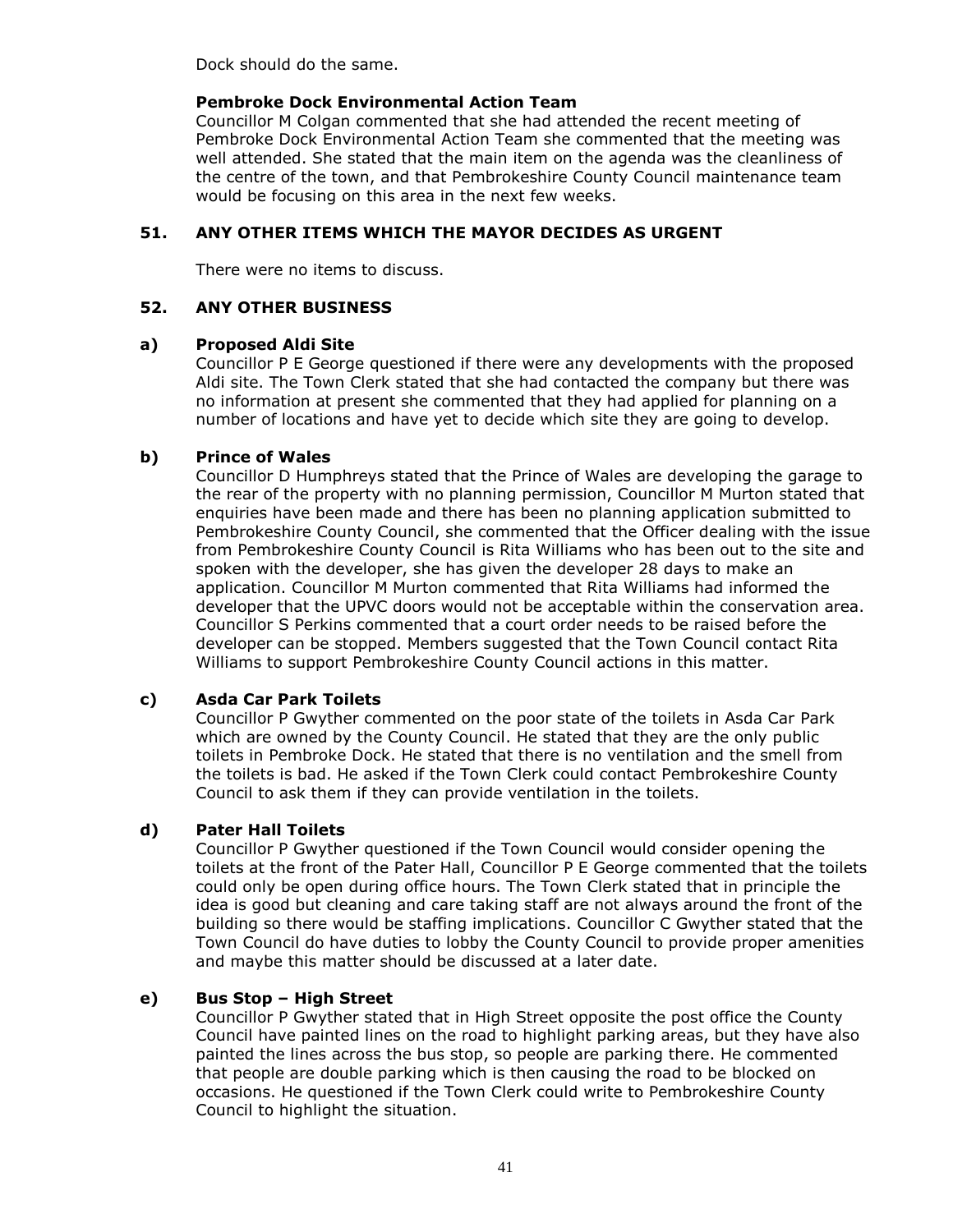Dock should do the same.

**Pembroke Dock Environmental Action Team**

Councillor M Colgan commented that she had attended the recent meeting of Pembroke Dock Environmental Action Team she commented that the meeting was well attended. She stated that the main item on the agenda was the cleanliness of the centre of the town, and that Pembrokeshire County Council maintenance team would be focusing on this area in the next few weeks.

## 51. ANY OTHER ITEMS WHICH THE MAYOR DECIDES AS URGENT

There were no items to discuss.

## 52. ANY OTHER BUSINESS

### a) Proposed Aldi Site

Councillor P E George questioned if there were any developments with the proposed Aldi site. The Town Clerk stated that she had contacted the company but there was no information at present she commented that they had applied for planning on a number of locations and have yet to decide which site they are going to develop.

### b) Prince of Wales

Councillor D Humphreys stated that the Prince of Wales are developing the garage to the rear of the property with no planning permission, Councillor M Murton stated that enquiries have been made and there has been no planning application submitted to Pembrokeshire County Council, she commented that the Officer dealing with the issue from Pembrokeshire County Council is Rita Williams who has been out to the site and spoken with the developer, she has given the developer 28 days to make an application. Councillor M Murton commented that Rita Williams had informed the developer that the UPVC doors would not be acceptable within the conservation area. Councillor S Perkins commented that a court order needs to be raised before the developer can be stopped. Members suggested that the Town Council contact Rita Williams to support Pembrokeshire County Council actions in this matter.

### c) Asda Car Park Toilets

Councillor P Gwyther commented on the poor state of the toilets in Asda Car Park which are owned by the County Council. He stated that they are the only public toilets in Pembroke Dock. He stated that there is no ventilation and the smell from the toilets is bad. He asked if the Town Clerk could contact Pembrokeshire County Council to ask them if they can provide ventilation in the toilets.

### d) Pater Hall Toilets

Councillor P Gwyther questioned if the Town Council would consider opening the toilets at the front of the Pater Hall, Councillor P E George commented that the toilets could only be open during office hours. The Town Clerk stated that in principle the idea is good but cleaning and care taking staff are not always around the front of the building so there would be staffing implications. Councillor C Gwyther stated that the Town Council do have duties to lobby the County Council to provide proper amenities and maybe this matter should be discussed at a later date.

### e) Bus Stop – High Street

Councillor P Gwyther stated that in High Street opposite the post office the County Council have painted lines on the road to highlight parking areas, but they have also painted the lines across the bus stop, so people are parking there. He commented that people are double parking which is then causing the road to be blocked on occasions. He questioned if the Town Clerk could write to Pembrokeshire County Council to highlight the situation.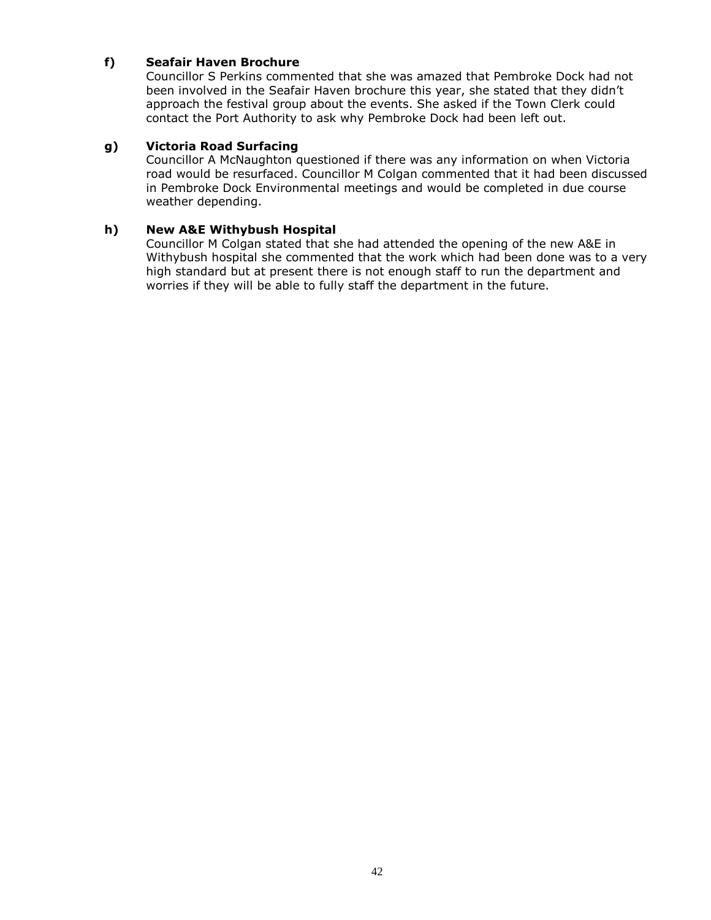**f) Seafair Haven Brochure**

Councillor S Perkins commented that she was amazed that Pembroke Dock had not been involved in the Seafair Haven brochure this year, she stated that they didn't approach the festival group about the events. She asked if the Town Clerk could contact the Port Authority to ask why Pembroke Dock had been left out.

**g) Victoria Road Surfacing**

Councillor A McNaughton questioned if there was any information on when Victoria road would be resurfaced. Councillor M Colgan commented that it had been discussed in Pembroke Dock Environmental meetings and would be completed in due course weather depending.

**h) New A&E Withybush Hospital**

Councillor M Colgan stated that she had attended the opening of the new A&E in Withybush hospital she commented that the work which had been done was to a very high standard but at present there is not enough staff to run the department and worries if they will be able to fully staff the department in the future.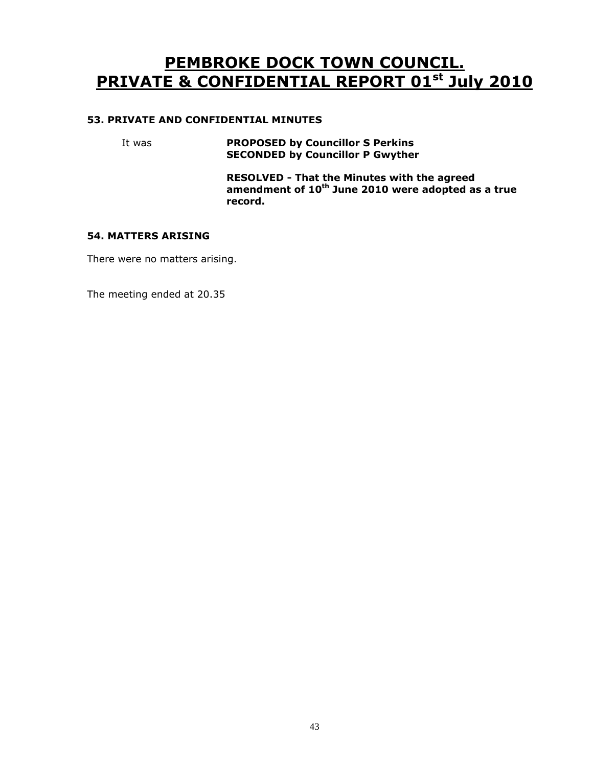# PEMBROKE DOCK TOWN COUNCIL.
# PRIVATE & CONFIDENTIAL REPORT 01st July 2010

### 53. PRIVATE AND CONFIDENTIAL MINUTES

It was **PROPOSED by Councillor S Perkins**
**SECONDED by Councillor P Gwyther**

**RESOLVED - That the Minutes with the agreed amendment of 10th June 2010 were adopted as a true record.**

### 54. MATTERS ARISING

There were no matters arising.

The meeting ended at 20.35